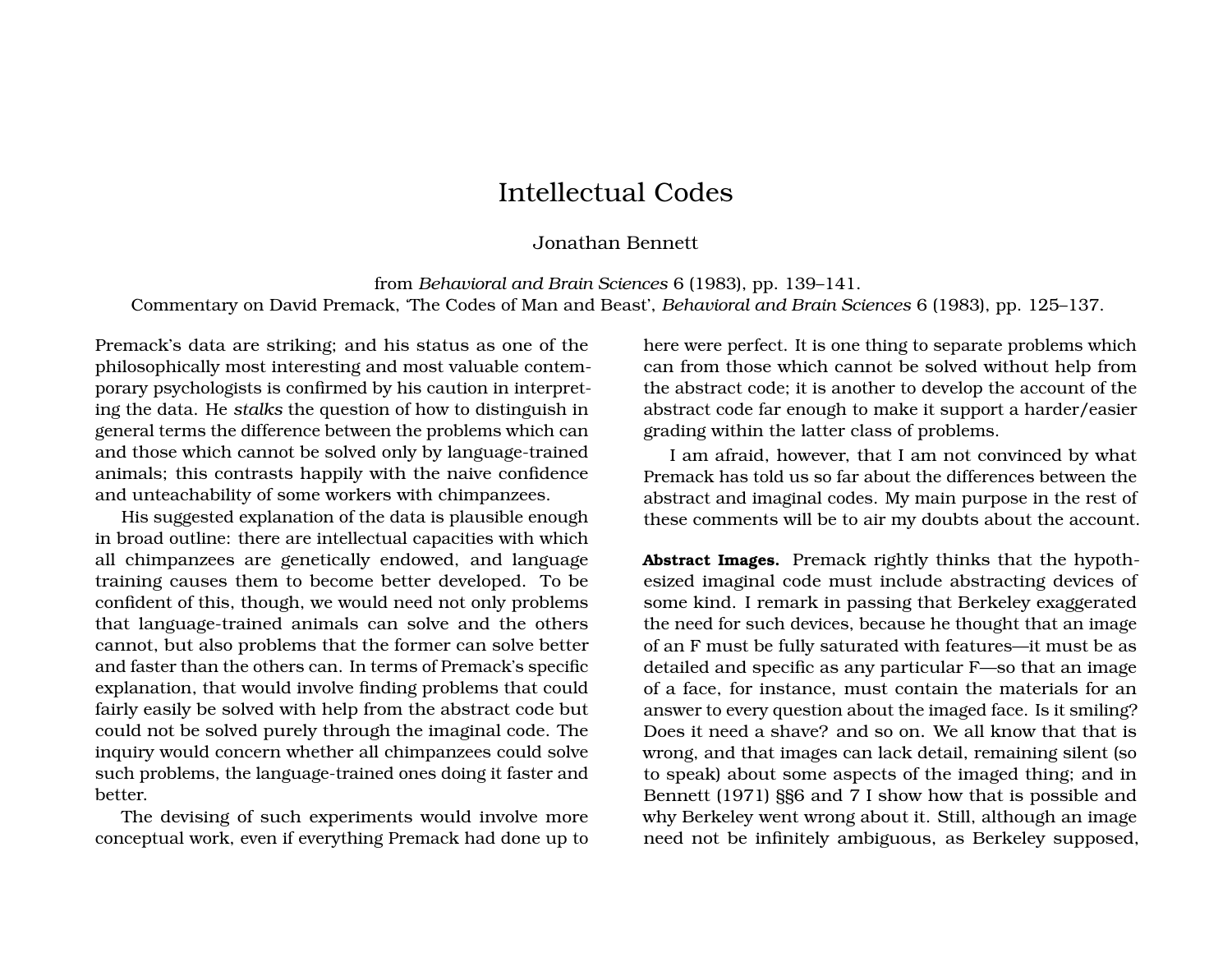# Intellectual Codes

Jonathan Bennett

from *Behavioral and Brain Sciences* 6 (1983), pp. 139–141.
Commentary on David Premack, 'The Codes of Man and Beast', *Behavioral and Brain Sciences* 6 (1983), pp. 125–137.

Premack's data are striking; and his status as one of the philosophically most interesting and most valuable contemporary psychologists is confirmed by his caution in interpreting the data. He *stalks* the question of how to distinguish in general terms the difference between the problems which can and those which cannot be solved only by language-trained animals; this contrasts happily with the naive confidence and unteachability of some workers with chimpanzees.

His suggested explanation of the data is plausible enough in broad outline: there are intellectual capacities with which all chimpanzees are genetically endowed, and language training causes them to become better developed. To be confident of this, though, we would need not only problems that language-trained animals can solve and the others cannot, but also problems that the former can solve better and faster than the others can. In terms of Premack's specific explanation, that would involve finding problems that could fairly easily be solved with help from the abstract code but could not be solved purely through the imaginal code. The inquiry would concern whether all chimpanzees could solve such problems, the language-trained ones doing it faster and better.

The devising of such experiments would involve more conceptual work, even if everything Premack had done up to here were perfect. It is one thing to separate problems which can from those which cannot be solved without help from the abstract code; it is another to develop the account of the abstract code far enough to make it support a harder/easier grading within the latter class of problems.

I am afraid, however, that I am not convinced by what Premack has told us so far about the differences between the abstract and imaginal codes. My main purpose in the rest of these comments will be to air my doubts about the account.

**Abstract Images.** Premack rightly thinks that the hypothesized imaginal code must include abstracting devices of some kind. I remark in passing that Berkeley exaggerated the need for such devices, because he thought that an image of an F must be fully saturated with features—it must be as detailed and specific as any particular F—so that an image of a face, for instance, must contain the materials for an answer to every question about the imaged face. Is it smiling? Does it need a shave? and so on. We all know that that is wrong, and that images can lack detail, remaining silent (so to speak) about some aspects of the imaged thing; and in Bennett (1971) §§6 and 7 I show how that is possible and why Berkeley went wrong about it. Still, although an image need not be infinitely ambiguous, as Berkeley supposed,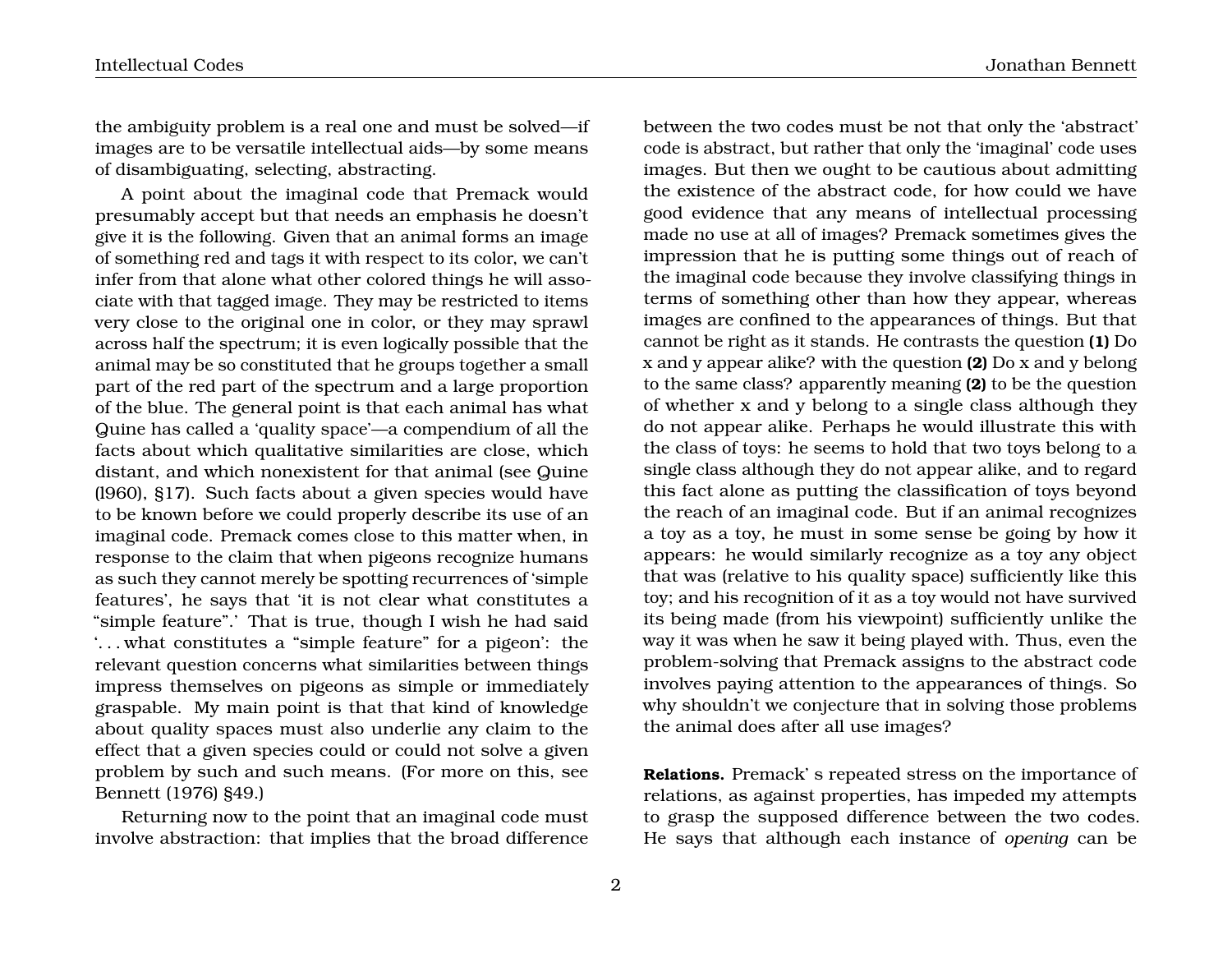the ambiguity problem is a real one and must be solved—if images are to be versatile intellectual aids—by some means of disambiguating, selecting, abstracting.

A point about the imaginal code that Premack would presumably accept but that needs an emphasis he doesn't give it is the following. Given that an animal forms an image of something red and tags it with respect to its color, we can't infer from that alone what other colored things he will associate with that tagged image. They may be restricted to items very close to the original one in color, or they may sprawl across half the spectrum; it is even logically possible that the animal may be so constituted that he groups together a small part of the red part of the spectrum and a large proportion of the blue. The general point is that each animal has what Quine has called a 'quality space'—a compendium of all the facts about which qualitative similarities are close, which distant, and which nonexistent for that animal (see Quine (1960), §17). Such facts about a given species would have to be known before we could properly describe its use of an imaginal code. Premack comes close to this matter when, in response to the claim that when pigeons recognize humans as such they cannot merely be spotting recurrences of 'simple features', he says that 'it is not clear what constitutes a "simple feature".' That is true, though I wish he had said '. . . what constitutes a "simple feature" for a pigeon': the relevant question concerns what similarities between things impress themselves on pigeons as simple or immediately graspable. My main point is that that kind of knowledge about quality spaces must also underlie any claim to the effect that a given species could or could not solve a given problem by such and such means. (For more on this, see Bennett (1976) §49.)

Returning now to the point that an imaginal code must involve abstraction: that implies that the broad difference between the two codes must be not that only the 'abstract' code is abstract, but rather that only the 'imaginal' code uses images. But then we ought to be cautious about admitting the existence of the abstract code, for how could we have good evidence that any means of intellectual processing made no use at all of images? Premack sometimes gives the impression that he is putting some things out of reach of the imaginal code because they involve classifying things in terms of something other than how they appear, whereas images are confined to the appearances of things. But that cannot be right as it stands. He contrasts the question **(1)** Do x and y appear alike? with the question **(2)** Do x and y belong to the same class? apparently meaning **(2)** to be the question of whether x and y belong to a single class although they do not appear alike. Perhaps he would illustrate this with the class of toys: he seems to hold that two toys belong to a single class although they do not appear alike, and to regard this fact alone as putting the classification of toys beyond the reach of an imaginal code. But if an animal recognizes a toy as a toy, he must in some sense be going by how it appears: he would similarly recognize as a toy any object that was (relative to his quality space) sufficiently like this toy; and his recognition of it as a toy would not have survived its being made (from his viewpoint) sufficiently unlike the way it was when he saw it being played with. Thus, even the problem-solving that Premack assigns to the abstract code involves paying attention to the appearances of things. So why shouldn't we conjecture that in solving those problems the animal does after all use images?

**Relations.** Premack' s repeated stress on the importance of relations, as against properties, has impeded my attempts to grasp the supposed difference between the two codes. He says that although each instance of *opening* can be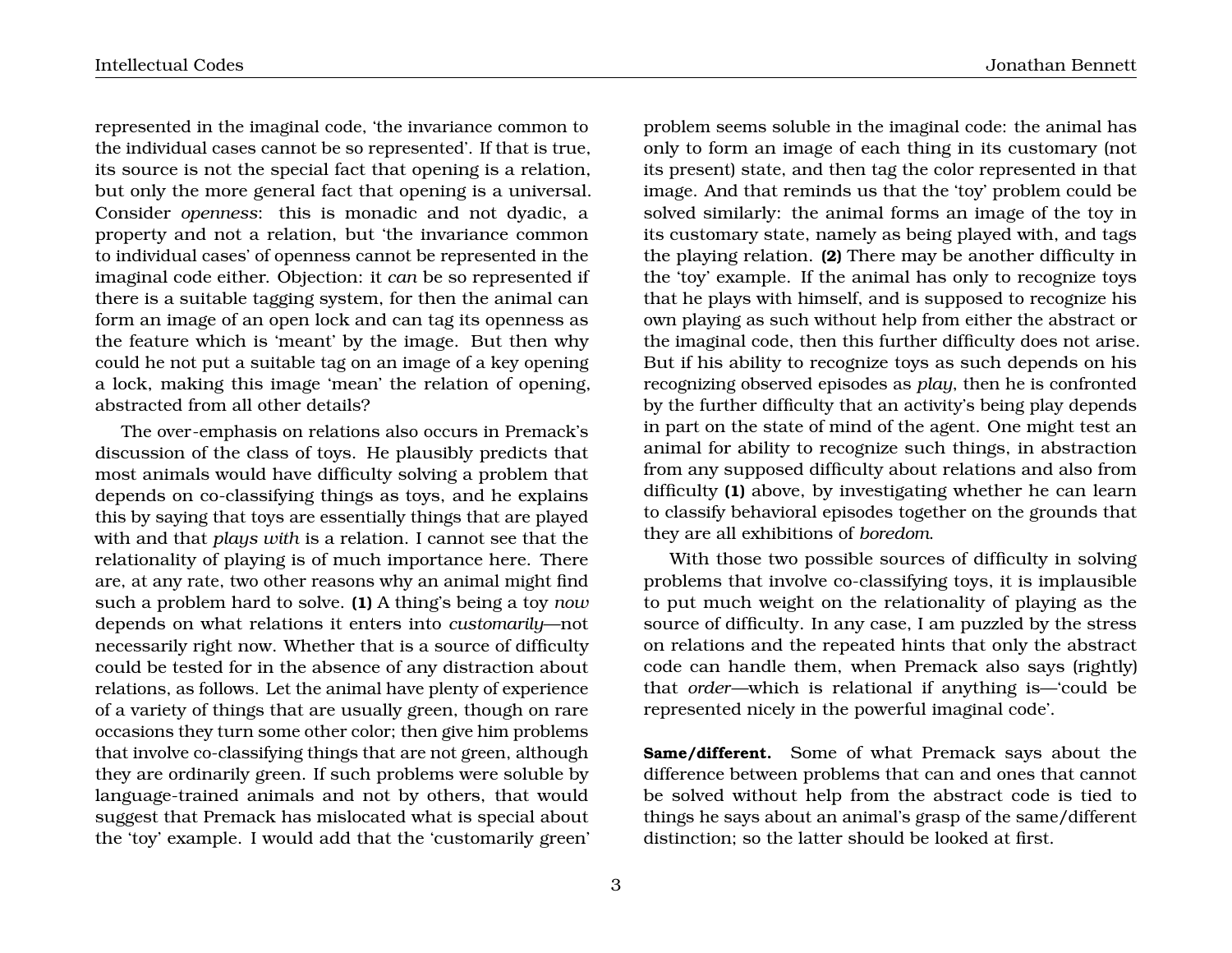represented in the imaginal code, 'the invariance common to the individual cases cannot be so represented'. If that is true, its source is not the special fact that opening is a relation, but only the more general fact that opening is a universal. Consider *openness*: this is monadic and not dyadic, a property and not a relation, but 'the invariance common to individual cases' of openness cannot be represented in the imaginal code either. Objection: it *can* be so represented if there is a suitable tagging system, for then the animal can form an image of an open lock and can tag its openness as the feature which is 'meant' by the image. But then why could he not put a suitable tag on an image of a key opening a lock, making this image 'mean' the relation of opening, abstracted from all other details?

The over-emphasis on relations also occurs in Premack's discussion of the class of toys. He plausibly predicts that most animals would have difficulty solving a problem that depends on co-classifying things as toys, and he explains this by saying that toys are essentially things that are played with and that *plays with* is a relation. I cannot see that the relationality of playing is of much importance here. There are, at any rate, two other reasons why an animal might find such a problem hard to solve. **(1)** A thing's being a toy *now* depends on what relations it enters into *customarily*—not necessarily right now. Whether that is a source of difficulty could be tested for in the absence of any distraction about relations, as follows. Let the animal have plenty of experience of a variety of things that are usually green, though on rare occasions they turn some other color; then give him problems that involve co-classifying things that are not green, although they are ordinarily green. If such problems were soluble by language-trained animals and not by others, that would suggest that Premack has mislocated what is special about the 'toy' example. I would add that the 'customarily green' problem seems soluble in the imaginal code: the animal has only to form an image of each thing in its customary (not its present) state, and then tag the color represented in that image. And that reminds us that the 'toy' problem could be solved similarly: the animal forms an image of the toy in its customary state, namely as being played with, and tags the playing relation. **(2)** There may be another difficulty in the 'toy' example. If the animal has only to recognize toys that he plays with himself, and is supposed to recognize his own playing as such without help from either the abstract or the imaginal code, then this further difficulty does not arise. But if his ability to recognize toys as such depends on his recognizing observed episodes as *play*, then he is confronted by the further difficulty that an activity's being play depends in part on the state of mind of the agent. One might test an animal for ability to recognize such things, in abstraction from any supposed difficulty about relations and also from difficulty **(1)** above, by investigating whether he can learn to classify behavioral episodes together on the grounds that they are all exhibitions of *boredom*.

With those two possible sources of difficulty in solving problems that involve co-classifying toys, it is implausible to put much weight on the relationality of playing as the source of difficulty. In any case, I am puzzled by the stress on relations and the repeated hints that only the abstract code can handle them, when Premack also says (rightly) that *order*—which is relational if anything is—'could be represented nicely in the powerful imaginal code'.

**Same/different.** Some of what Premack says about the difference between problems that can and ones that cannot be solved without help from the abstract code is tied to things he says about an animal's grasp of the same/different distinction; so the latter should be looked at first.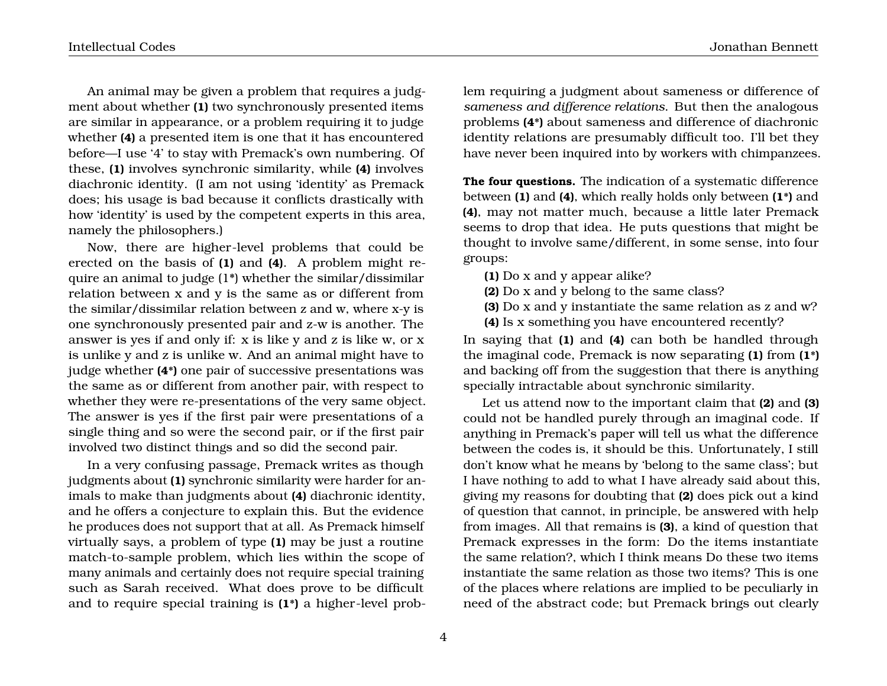An animal may be given a problem that requires a judgment about whether **(1)** two synchronously presented items are similar in appearance, or a problem requiring it to judge whether **(4)** a presented item is one that it has encountered before—I use '4' to stay with Premack's own numbering. Of these, **(1)** involves synchronic similarity, while **(4)** involves diachronic identity. (I am not using 'identity' as Premack does; his usage is bad because it conflicts drastically with how 'identity' is used by the competent experts in this area, namely the philosophers.)

Now, there are higher-level problems that could be erected on the basis of **(1)** and **(4)**. A problem might require an animal to judge (1*) whether the similar/dissimilar relation between x and y is the same as or different from the similar/dissimilar relation between z and w, where x-y is one synchronously presented pair and z-w is another. The answer is yes if and only if: x is like y and z is like w, or x is unlike y and z is unlike w. And an animal might have to judge whether **(4*)** one pair of successive presentations was the same as or different from another pair, with respect to whether they were re-presentations of the very same object. The answer is yes if the first pair were presentations of a single thing and so were the second pair, or if the first pair involved two distinct things and so did the second pair.

In a very confusing passage, Premack writes as though judgments about **(1)** synchronic similarity were harder for animals to make than judgments about **(4)** diachronic identity, and he offers a conjecture to explain this. But the evidence he produces does not support that at all. As Premack himself virtually says, a problem of type **(1)** may be just a routine match-to-sample problem, which lies within the scope of many animals and certainly does not require special training such as Sarah received. What does prove to be difficult and to require special training is **(1*)** a higher-level problem requiring a judgment about sameness or difference of *sameness and difference relations*. But then the analogous problems **(4*)** about sameness and difference of diachronic identity relations are presumably difficult too. I'll bet they have never been inquired into by workers with chimpanzees.

**The four questions.** The indication of a systematic difference between **(1)** and **(4)**, which really holds only between **(1*)** and **(4)**, may not matter much, because a little later Premack seems to drop that idea. He puts questions that might be thought to involve same/different, in some sense, into four groups:

**(1)** Do x and y appear alike?
**(2)** Do x and y belong to the same class?
**(3)** Do x and y instantiate the same relation as z and w?
**(4)** Is x something you have encountered recently?

In saying that **(1)** and **(4)** can both be handled through the imaginal code, Premack is now separating **(1)** from **(1*)** and backing off from the suggestion that there is anything specially intractable about synchronic similarity.

Let us attend now to the important claim that **(2)** and **(3)** could not be handled purely through an imaginal code. If anything in Premack's paper will tell us what the difference between the codes is, it should be this. Unfortunately, I still don't know what he means by 'belong to the same class'; but I have nothing to add to what I have already said about this, giving my reasons for doubting that **(2)** does pick out a kind of question that cannot, in principle, be answered with help from images. All that remains is **(3)**, a kind of question that Premack expresses in the form: Do the items instantiate the same relation?, which I think means Do these two items instantiate the same relation as those two items? This is one of the places where relations are implied to be peculiarly in need of the abstract code; but Premack brings out clearly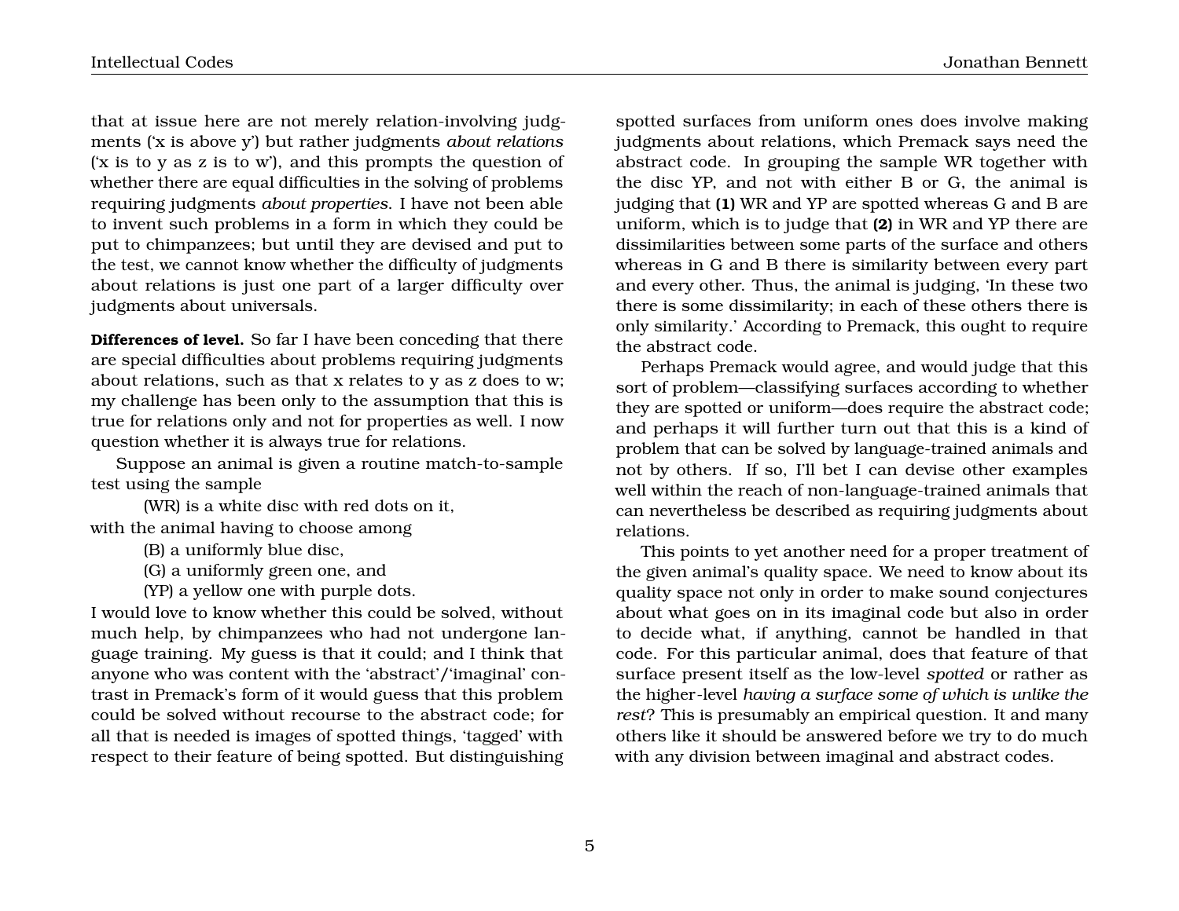that at issue here are not merely relation-involving judgments ('x is above y') but rather judgments *about relations* ('x is to y as z is to w'), and this prompts the question of whether there are equal difficulties in the solving of problems requiring judgments *about properties*. I have not been able to invent such problems in a form in which they could be put to chimpanzees; but until they are devised and put to the test, we cannot know whether the difficulty of judgments about relations is just one part of a larger difficulty over judgments about universals.

**Differences of level.** So far I have been conceding that there are special difficulties about problems requiring judgments about relations, such as that x relates to y as z does to w; my challenge has been only to the assumption that this is true for relations only and not for properties as well. I now question whether it is always true for relations.

Suppose an animal is given a routine match-to-sample test using the sample

(WR) is a white disc with red dots on it,

with the animal having to choose among

(B) a uniformly blue disc,

(G) a uniformly green one, and

(YP) a yellow one with purple dots.

I would love to know whether this could be solved, without much help, by chimpanzees who had not undergone language training. My guess is that it could; and I think that anyone who was content with the 'abstract'/'imaginal' contrast in Premack's form of it would guess that this problem could be solved without recourse to the abstract code; for all that is needed is images of spotted things, 'tagged' with respect to their feature of being spotted. But distinguishing spotted surfaces from uniform ones does involve making judgments about relations, which Premack says need the abstract code. In grouping the sample WR together with the disc YP, and not with either B or G, the animal is judging that **(1)** WR and YP are spotted whereas G and B are uniform, which is to judge that **(2)** in WR and YP there are dissimilarities between some parts of the surface and others whereas in G and B there is similarity between every part and every other. Thus, the animal is judging, 'In these two there is some dissimilarity; in each of these others there is only similarity.' According to Premack, this ought to require the abstract code.

Perhaps Premack would agree, and would judge that this sort of problem—classifying surfaces according to whether they are spotted or uniform—does require the abstract code; and perhaps it will further turn out that this is a kind of problem that can be solved by language-trained animals and not by others. If so, I'll bet I can devise other examples well within the reach of non-language-trained animals that can nevertheless be described as requiring judgments about relations.

This points to yet another need for a proper treatment of the given animal's quality space. We need to know about its quality space not only in order to make sound conjectures about what goes on in its imaginal code but also in order to decide what, if anything, cannot be handled in that code. For this particular animal, does that feature of that surface present itself as the low-level *spotted* or rather as the higher-level *having a surface some of which is unlike the rest*? This is presumably an empirical question. It and many others like it should be answered before we try to do much with any division between imaginal and abstract codes.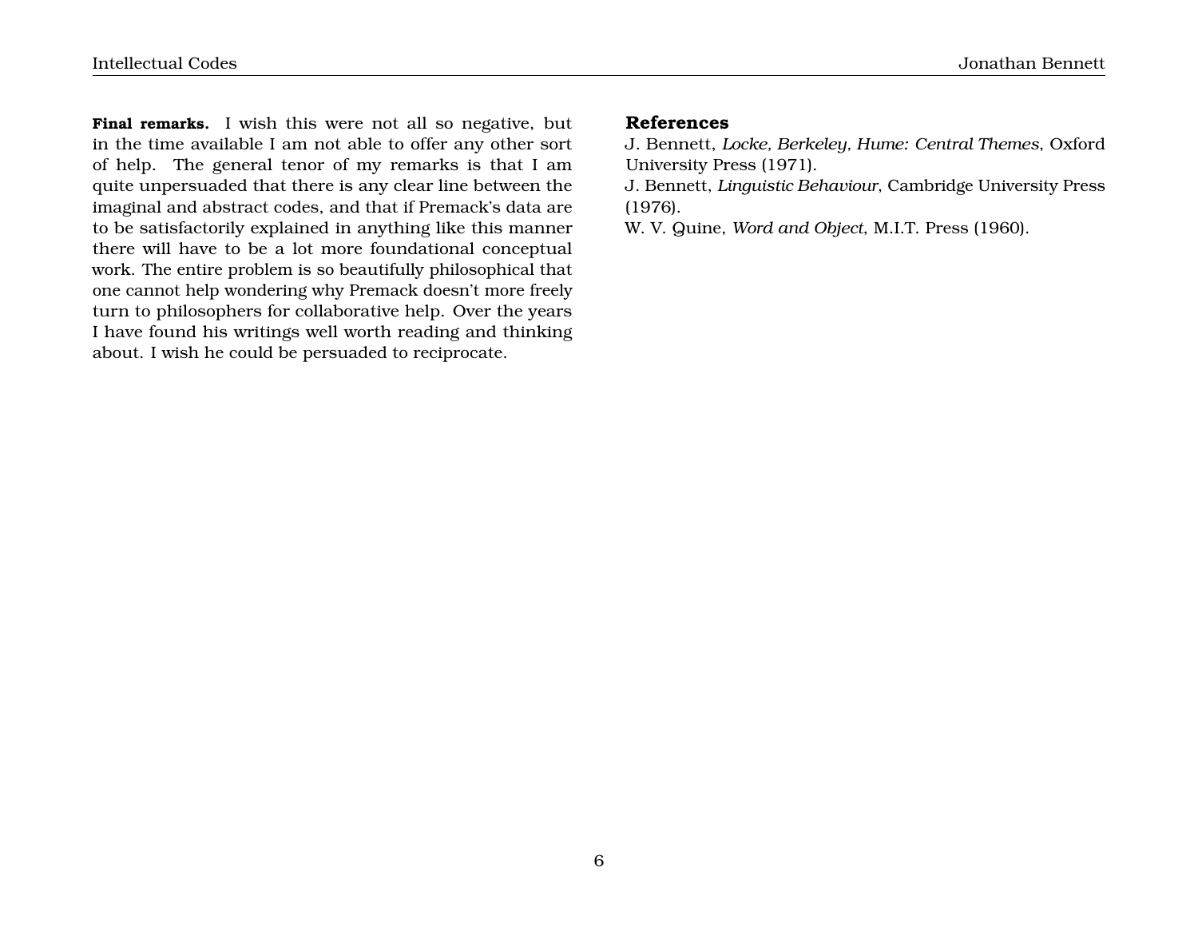**Final remarks.** I wish this were not all so negative, but in the time available I am not able to offer any other sort of help. The general tenor of my remarks is that I am quite unpersuaded that there is any clear line between the imaginal and abstract codes, and that if Premack's data are to be satisfactorily explained in anything like this manner there will have to be a lot more foundational conceptual work. The entire problem is so beautifully philosophical that one cannot help wondering why Premack doesn't more freely turn to philosophers for collaborative help. Over the years I have found his writings well worth reading and thinking about. I wish he could be persuaded to reciprocate.

## References

J. Bennett, *Locke, Berkeley, Hume: Central Themes*, Oxford University Press (1971).

J. Bennett, *Linguistic Behaviour*, Cambridge University Press (1976).

W. V. Quine, *Word and Object*, M.I.T. Press (1960).